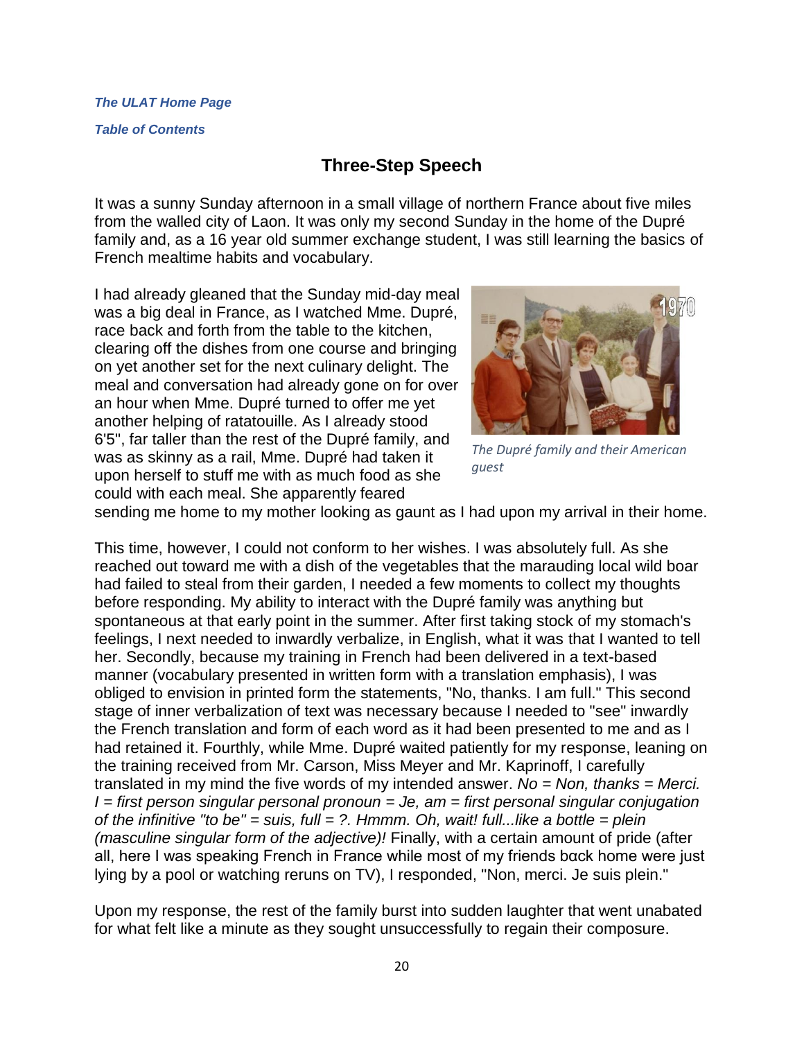***The ULAT Home Page***

***Table of Contents***

## Three-Step Speech

It was a sunny Sunday afternoon in a small village of northern France about five miles from the walled city of Laon. It was only my second Sunday in the home of the Dupré family and, as a 16 year old summer exchange student, I was still learning the basics of French mealtime habits and vocabulary.

I had already gleaned that the Sunday mid-day meal was a big deal in France, as I watched Mme. Dupré, race back and forth from the table to the kitchen, clearing off the dishes from one course and bringing on yet another set for the next culinary delight. The meal and conversation had already gone on for over an hour when Mme. Dupré turned to offer me yet another helping of ratatouille. As I already stood 6'5", far taller than the rest of the Dupré family, and was as skinny as a rail, Mme. Dupré had taken it upon herself to stuff me with as much food as she could with each meal. She apparently feared sending me home to my mother looking as gaunt as I had upon my arrival in their home.

*The Dupré family and their American guest*

This time, however, I could not conform to her wishes. I was absolutely full. As she reached out toward me with a dish of the vegetables that the marauding local wild boar had failed to steal from their garden, I needed a few moments to collect my thoughts before responding. My ability to interact with the Dupré family was anything but spontaneous at that early point in the summer. After first taking stock of my stomach's feelings, I next needed to inwardly verbalize, in English, what it was that I wanted to tell her. Secondly, because my training in French had been delivered in a text-based manner (vocabulary presented in written form with a translation emphasis), I was obliged to envision in printed form the statements, "No, thanks. I am full." This second stage of inner verbalization of text was necessary because I needed to "see" inwardly the French translation and form of each word as it had been presented to me and as I had retained it. Fourthly, while Mme. Dupré waited patiently for my response, leaning on the training received from Mr. Carson, Miss Meyer and Mr. Kaprinoff, I carefully translated in my mind the five words of my intended answer. *No = Non, thanks = Merci. I = first person singular personal pronoun = Je, am = first personal singular conjugation of the infinitive "to be" = suis, full = ?. Hmmm. Oh, wait! full...like a bottle = plein (masculine singular form of the adjective)!* Finally, with a certain amount of pride (after all, here I was speaking French in France while most of my friends back home were just lying by a pool or watching reruns on TV), I responded, "Non, merci. Je suis plein."

Upon my response, the rest of the family burst into sudden laughter that went unabated for what felt like a minute as they sought unsuccessfully to regain their composure.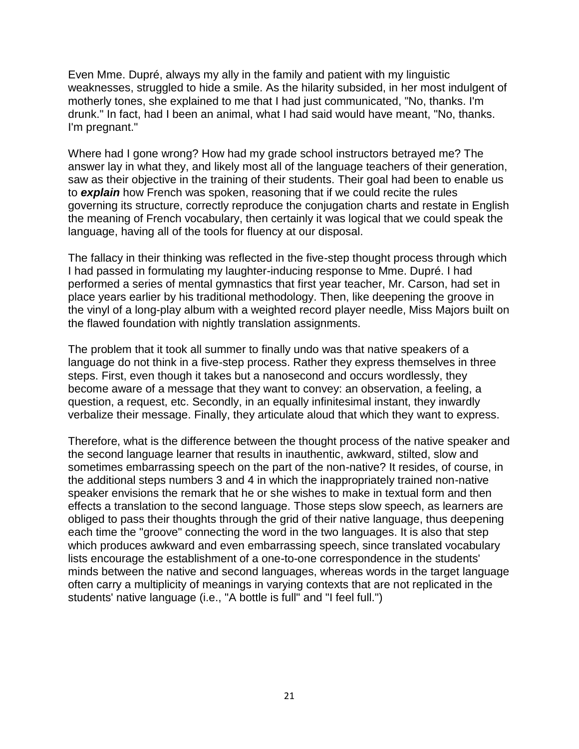Even Mme. Dupré, always my ally in the family and patient with my linguistic weaknesses, struggled to hide a smile. As the hilarity subsided, in her most indulgent of motherly tones, she explained to me that I had just communicated, "No, thanks. I'm drunk." In fact, had I been an animal, what I had said would have meant, "No, thanks. I'm pregnant."

Where had I gone wrong? How had my grade school instructors betrayed me? The answer lay in what they, and likely most all of the language teachers of their generation, saw as their objective in the training of their students. Their goal had been to enable us to ***explain*** how French was spoken, reasoning that if we could recite the rules governing its structure, correctly reproduce the conjugation charts and restate in English the meaning of French vocabulary, then certainly it was logical that we could speak the language, having all of the tools for fluency at our disposal.

The fallacy in their thinking was reflected in the five-step thought process through which I had passed in formulating my laughter-inducing response to Mme. Dupré. I had performed a series of mental gymnastics that first year teacher, Mr. Carson, had set in place years earlier by his traditional methodology. Then, like deepening the groove in the vinyl of a long-play album with a weighted record player needle, Miss Majors built on the flawed foundation with nightly translation assignments.

The problem that it took all summer to finally undo was that native speakers of a language do not think in a five-step process. Rather they express themselves in three steps. First, even though it takes but a nanosecond and occurs wordlessly, they become aware of a message that they want to convey: an observation, a feeling, a question, a request, etc. Secondly, in an equally infinitesimal instant, they inwardly verbalize their message. Finally, they articulate aloud that which they want to express.

Therefore, what is the difference between the thought process of the native speaker and the second language learner that results in inauthentic, awkward, stilted, slow and sometimes embarrassing speech on the part of the non-native? It resides, of course, in the additional steps numbers 3 and 4 in which the inappropriately trained non-native speaker envisions the remark that he or she wishes to make in textual form and then effects a translation to the second language. Those steps slow speech, as learners are obliged to pass their thoughts through the grid of their native language, thus deepening each time the "groove" connecting the word in the two languages. It is also that step which produces awkward and even embarrassing speech, since translated vocabulary lists encourage the establishment of a one-to-one correspondence in the students' minds between the native and second languages, whereas words in the target language often carry a multiplicity of meanings in varying contexts that are not replicated in the students' native language (i.e., "A bottle is full" and "I feel full.")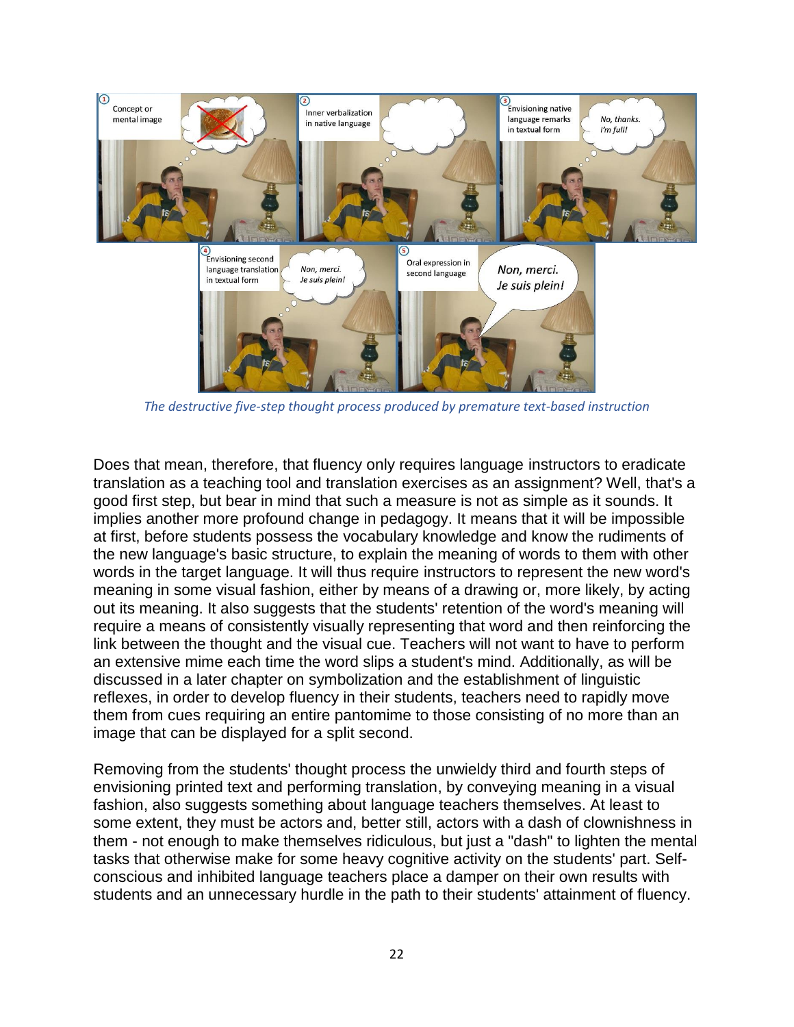*The destructive five-step thought process produced by premature text-based instruction*

Does that mean, therefore, that fluency only requires language instructors to eradicate translation as a teaching tool and translation exercises as an assignment? Well, that's a good first step, but bear in mind that such a measure is not as simple as it sounds. It implies another more profound change in pedagogy. It means that it will be impossible at first, before students possess the vocabulary knowledge and know the rudiments of the new language's basic structure, to explain the meaning of words to them with other words in the target language. It will thus require instructors to represent the new word's meaning in some visual fashion, either by means of a drawing or, more likely, by acting out its meaning. It also suggests that the students' retention of the word's meaning will require a means of consistently visually representing that word and then reinforcing the link between the thought and the visual cue. Teachers will not want to have to perform an extensive mime each time the word slips a student's mind. Additionally, as will be discussed in a later chapter on symbolization and the establishment of linguistic reflexes, in order to develop fluency in their students, teachers need to rapidly move them from cues requiring an entire pantomime to those consisting of no more than an image that can be displayed for a split second.

Removing from the students' thought process the unwieldy third and fourth steps of envisioning printed text and performing translation, by conveying meaning in a visual fashion, also suggests something about language teachers themselves. At least to some extent, they must be actors and, better still, actors with a dash of clownishness in them - not enough to make themselves ridiculous, but just a "dash" to lighten the mental tasks that otherwise make for some heavy cognitive activity on the students' part. Self-conscious and inhibited language teachers place a damper on their own results with students and an unnecessary hurdle in the path to their students' attainment of fluency.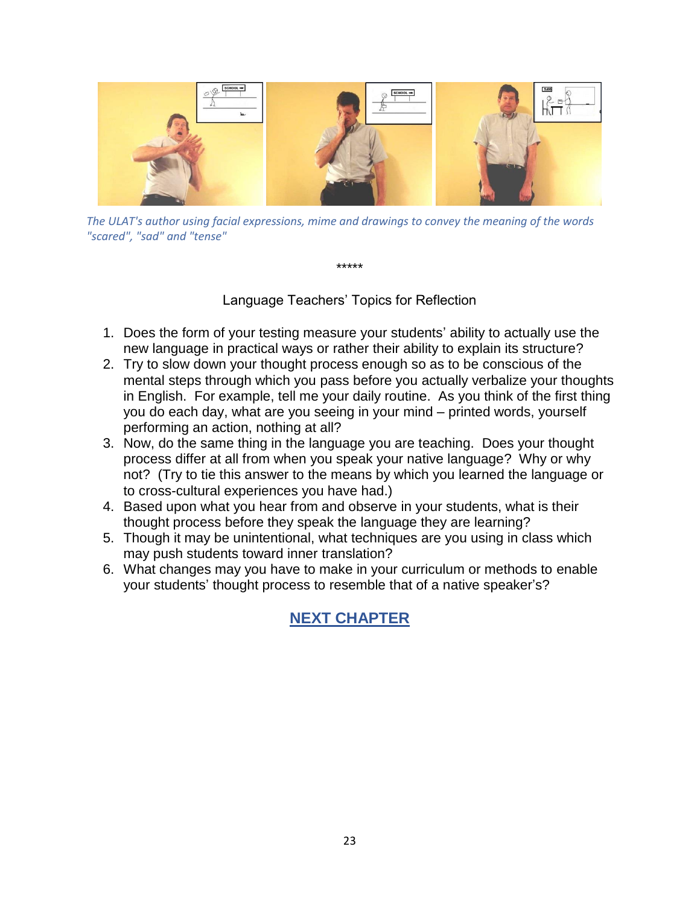*The ULAT's author using facial expressions, mime and drawings to convey the meaning of the words "scared", "sad" and "tense"*

*****

## Language Teachers' Topics for Reflection

1. Does the form of your testing measure your students' ability to actually use the new language in practical ways or rather their ability to explain its structure?
2. Try to slow down your thought process enough so as to be conscious of the mental steps through which you pass before you actually verbalize your thoughts in English. For example, tell me your daily routine. As you think of the first thing you do each day, what are you seeing in your mind – printed words, yourself performing an action, nothing at all?
3. Now, do the same thing in the language you are teaching. Does your thought process differ at all from when you speak your native language? Why or why not? (Try to tie this answer to the means by which you learned the language or to cross-cultural experiences you have had.)
4. Based upon what you hear from and observe in your students, what is their thought process before they speak the language they are learning?
5. Though it may be unintentional, what techniques are you using in class which may push students toward inner translation?
6. What changes may you have to make in your curriculum or methods to enable your students' thought process to resemble that of a native speaker's?

**NEXT CHAPTER**